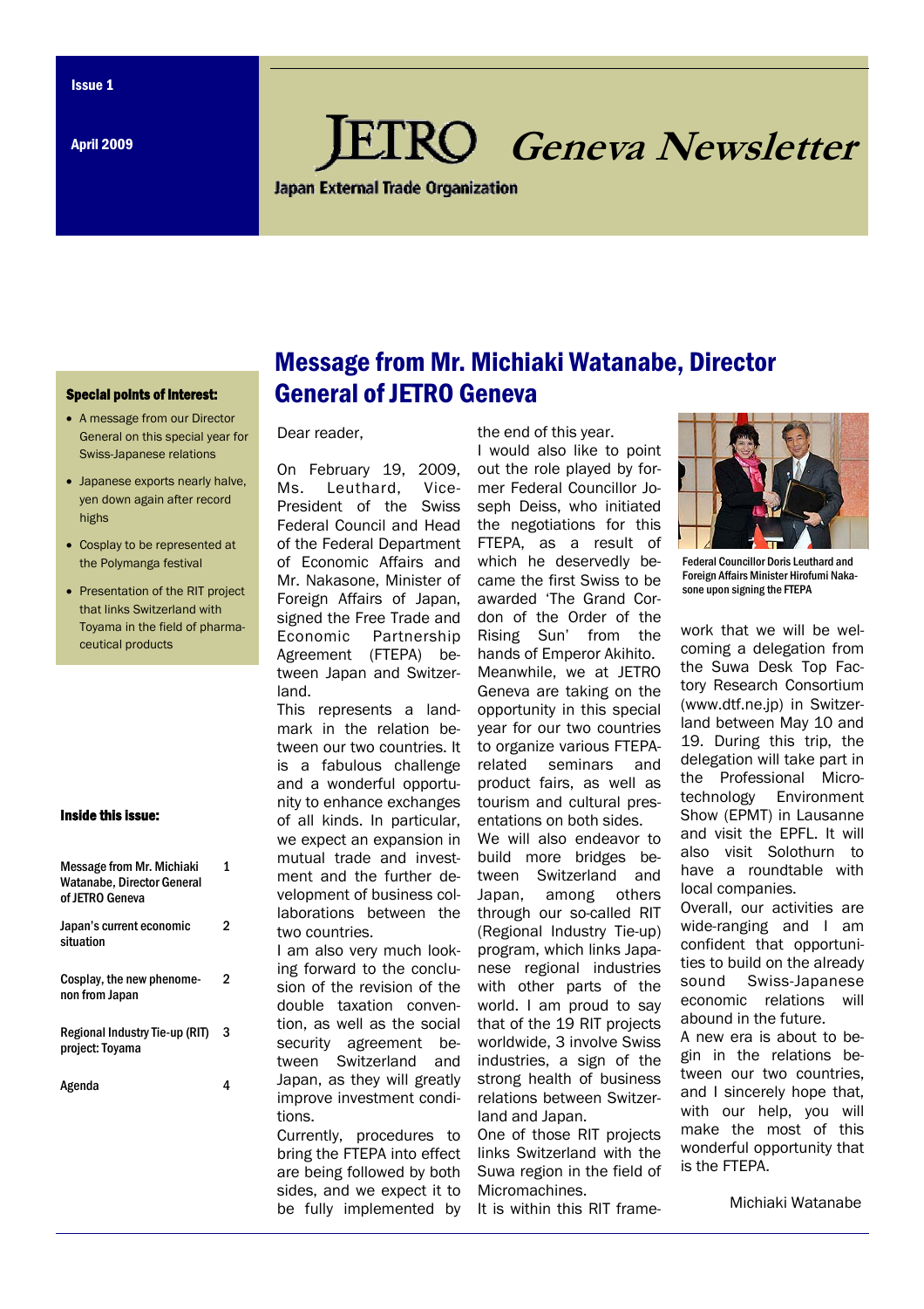Issue 1

April 2009

# JETRO Geneva Newsletter

Japan External Trade Organization

### Special points of interest:

- A message from our Director General on this special year for Swiss-Japanese relations
- Japanese exports nearly halve, yen down again after record highs
- Cosplay to be represented at the Polymanga festival
- Presentation of the RIT project that links Switzerland with Toyama in the field of pharmaceutical products

### Inside this issue:

| | |
|---|---|
| Message from Mr. Michiaki Watanabe, Director General of JETRO Geneva | 1 |
| Japan's current economic situation | 2 |
| Cosplay, the new phenomenon from Japan | 2 |
| Regional Industry Tie-up (RIT) project: Toyama | 3 |
| Agenda | 4 |

## Message from Mr. Michiaki Watanabe, Director General of JETRO Geneva

Dear reader,

On February 19, 2009, Ms. Leuthard, Vice-President of the Swiss Federal Council and Head of the Federal Department of Economic Affairs and Mr. Nakasone, Minister of Foreign Affairs of Japan, signed the Free Trade and Economic Partnership Agreement (FTEPA) between Japan and Switzerland.

This represents a landmark in the relation between our two countries. It is a fabulous challenge and a wonderful opportunity to enhance exchanges of all kinds. In particular, we expect an expansion in mutual trade and investment and the further development of business collaborations between the two countries.

I am also very much looking forward to the conclusion of the revision of the double taxation convention, as well as the social security agreement between Switzerland and Japan, as they will greatly improve investment conditions.

Currently, procedures to bring the FTEPA into effect are being followed by both sides, and we expect it to be fully implemented by the end of this year.

I would also like to point out the role played by former Federal Councillor Joseph Deiss, who initiated the negotiations for this FTEPA, as a result of which he deservedly became the first Swiss to be awarded 'The Grand Cordon of the Order of the Rising Sun' from the hands of Emperor Akihito.

Meanwhile, we at JETRO Geneva are taking on the opportunity in this special year for our two countries to organize various FTEPA-related seminars and product fairs, as well as tourism and cultural presentations on both sides.

We will also endeavor to build more bridges between Switzerland and Japan, among others through our so-called RIT (Regional Industry Tie-up) program, which links Japanese regional industries with other parts of the world. I am proud to say that of the 19 RIT projects worldwide, 3 involve Swiss industries, a sign of the strong health of business relations between Switzerland and Japan.

One of those RIT projects links Switzerland with the Suwa region in the field of Micromachines.

It is within this RIT framework that we will be welcoming a delegation from the Suwa Desk Top Factory Research Consortium (www.dtf.ne.jp) in Switzerland between May 10 and 19. During this trip, the delegation will take part in the Professional Microtechnology Environment Show (EPMT) in Lausanne and visit the EPFL. It will also visit Solothurn to have a roundtable with local companies.

Overall, our activities are wide-ranging and I am confident that opportunities to build on the already sound Swiss-Japanese economic relations will abound in the future.

A new era is about to begin in the relations between our two countries, and I sincerely hope that, with our help, you will make the most of this wonderful opportunity that is the FTEPA.

Michiaki Watanabe

Federal Councillor Doris Leuthard and Foreign Affairs Minister Hirofumi Nakasone upon signing the FTEPA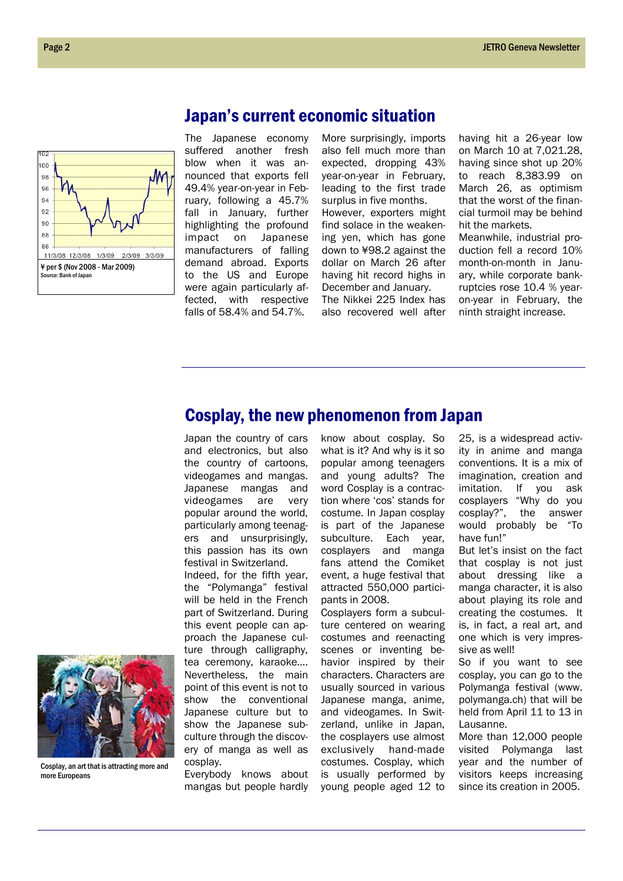## Japan's current economic situation

¥ per $ (Nov 2008 - Mar 2009)
Source: Bank of Japan

The Japanese economy suffered another fresh blow when it was announced that exports fell 49.4% year-on-year in February, following a 45.7% fall in January, further highlighting the profound impact on Japanese manufacturers of falling demand abroad. Exports to the US and Europe were again particularly affected, with respective falls of 58.4% and 54.7%.

More surprisingly, imports also fell much more than expected, dropping 43% year-on-year in February, leading to the first trade surplus in five months.

However, exporters might find solace in the weakening yen, which has gone down to ¥98.2 against the dollar on March 26 after having hit record highs in December and January.

The Nikkei 225 Index has also recovered well after having hit a 26-year low on March 10 at 7,021.28, having since shot up 20% to reach 8,383.99 on March 26, as optimism that the worst of the financial turmoil may be behind hit the markets.

Meanwhile, industrial production fell a record 10% month-on-month in January, while corporate bankruptcies rose 10.4 % year-on-year in February, the ninth straight increase.

## Cosplay, the new phenomenon from Japan

Japan the country of cars and electronics, but also the country of cartoons, videogames and mangas. Japanese mangas and videogames are very popular around the world, particularly among teenagers and unsurprisingly, this passion has its own festival in Switzerland.

Indeed, for the fifth year, the "Polymanga" festival will be held in the French part of Switzerland. During this event people can approach the Japanese culture through calligraphy, tea ceremony, karaoke…. Nevertheless, the main point of this event is not to show the conventional Japanese culture but to show the Japanese subculture through the discovery of manga as well as cosplay.

Everybody knows about mangas but people hardly know about cosplay. So what is it? And why is it so popular among teenagers and young adults? The word Cosplay is a contraction where 'cos' stands for costume. In Japan cosplay is part of the Japanese subculture. Each year, cosplayers and manga fans attend the Comiket event, a huge festival that attracted 550,000 participants in 2008.

Cosplayers form a subculture centered on wearing costumes and reenacting scenes or inventing behavior inspired by their characters. Characters are usually sourced in various Japanese manga, anime, and videogames. In Switzerland, unlike in Japan, the cosplayers use almost exclusively hand-made costumes. Cosplay, which is usually performed by young people aged 12 to 25, is a widespread activity in anime and manga conventions. It is a mix of imagination, creation and imitation. If you ask cosplayers "Why do you cosplay?", the answer would probably be "To have fun!"

But let's insist on the fact that cosplay is not just about dressing like a manga character, it is also about playing its role and creating the costumes. It is, in fact, a real art, and one which is very impressive as well!

So if you want to see cosplay, you can go to the Polymanga festival (www.polymanga.ch) that will be held from April 11 to 13 in Lausanne.

More than 12,000 people visited Polymanga last year and the number of visitors keeps increasing since its creation in 2005.

Cosplay, an art that is attracting more and more Europeans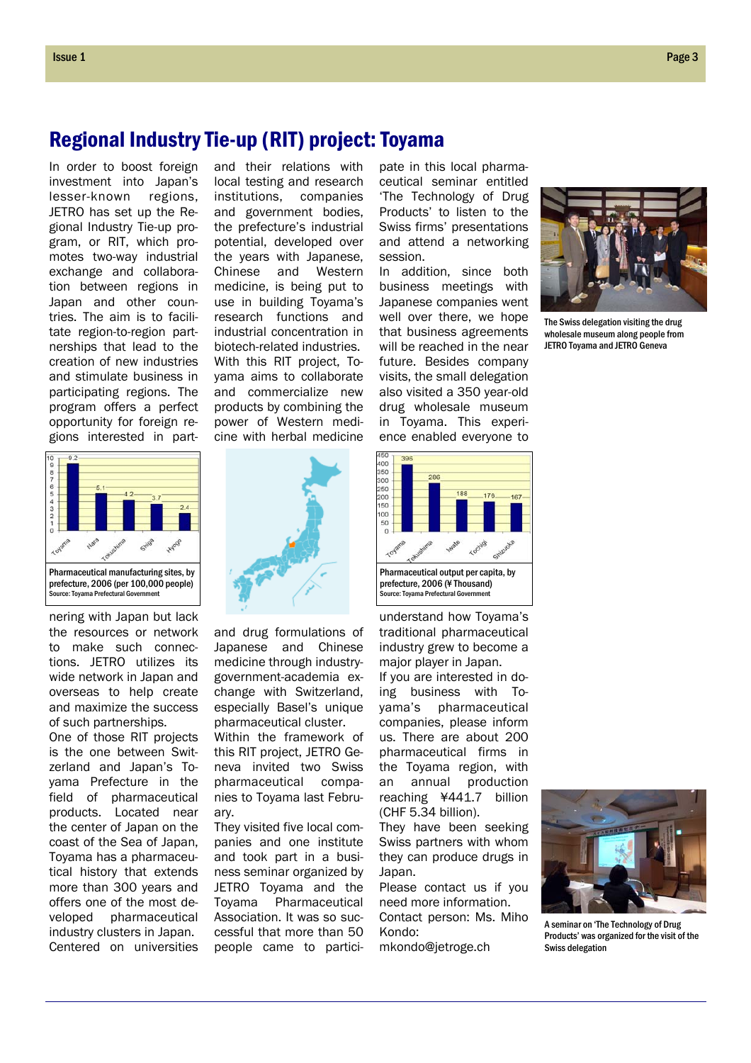## Regional Industry Tie-up (RIT) project: Toyama

In order to boost foreign investment into Japan's lesser-known regions, JETRO has set up the Regional Industry Tie-up program, or RIT, which promotes two-way industrial exchange and collaboration between regions in Japan and other countries. The aim is to facilitate region-to-region partnerships that lead to the creation of new industries and stimulate business in participating regions. The program offers a perfect opportunity for foreign regions interested in partnering with Japan but lack the resources or network to make such connections. JETRO utilizes its wide network in Japan and overseas to help create and maximize the success of such partnerships.

One of those RIT projects is the one between Switzerland and Japan's Toyama Prefecture in the field of pharmaceutical products. Located near the center of Japan on the coast of the Sea of Japan, Toyama has a pharmaceutical history that extends more than 300 years and offers one of the most developed pharmaceutical industry clusters in Japan. Centered on universities and their relations with local testing and research institutions, companies and government bodies, the prefecture's industrial potential, developed over the years with Japanese, Chinese and Western medicine, is being put to use in building Toyama's research functions and industrial concentration in biotech-related industries.

With this RIT project, Toyama aims to collaborate and commercialize new products by combining the power of Western medicine with herbal medicine and drug formulations of Japanese and Chinese medicine through industry-government-academia exchange with Switzerland, especially Basel's unique pharmaceutical cluster.

Within the framework of this RIT project, JETRO Geneva invited two Swiss pharmaceutical companies to Toyama last February.

They visited five local companies and one institute and took part in a business seminar organized by JETRO Toyama and the Toyama Pharmaceutical Association. It was so successful that more than 50 people came to participate in this local pharmaceutical seminar entitled 'The Technology of Drug Products' to listen to the Swiss firms' presentations and attend a networking session.

In addition, since both business meetings with Japanese companies went well over there, we hope that business agreements will be reached in the near future. Besides company visits, the small delegation also visited a 350 year-old drug wholesale museum in Toyama. This experience enabled everyone to understand how Toyama's traditional pharmaceutical industry grew to become a major player in Japan.

If you are interested in doing business with Toyama's pharmaceutical companies, please inform us. There are about 200 pharmaceutical firms in the Toyama region, with an annual production reaching ¥441.7 billion (CHF 5.34 billion).

They have been seeking Swiss partners with whom they can produce drugs in Japan.

Please contact us if you need more information.

Contact person: Ms. Miho Kondo:
mkondo@jetroge.ch

| Prefecture | Sites per 100,000 people |
|---|---|
| Toyama | 9.2 |
| Nara | 5.1 |
| Tokushima | 4.2 |
| Shiga | 3.7 |
| Hyogo | 2.4 |

Pharmaceutical manufacturing sites, by prefecture, 2006 (per 100,000 people)
Source: Toyama Prefectural Government

| Prefecture | Output per capita (¥ Thousand) |
|---|---|
| Toyama | 396 |
| Tokushima | 286 |
| Iwate | 188 |
| Tochigi | 179 |
| Shizuoka | 167 |

Pharmaceutical output per capita, by prefecture, 2006 (¥ Thousand)
Source: Toyama Prefectural Government

The Swiss delegation visiting the drug wholesale museum along people from JETRO Toyama and JETRO Geneva

A seminar on 'The Technology of Drug Products' was organized for the visit of the Swiss delegation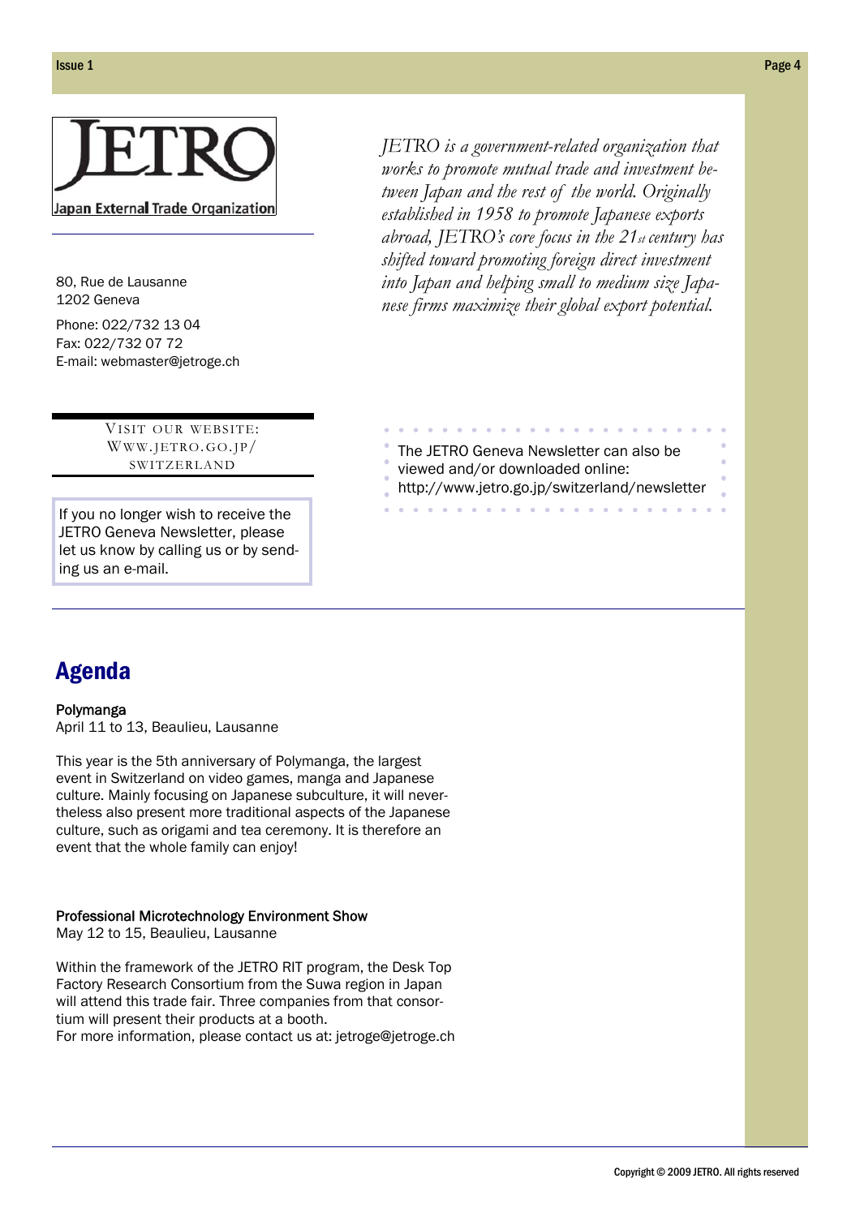JETRO

Japan External Trade Organization

80, Rue de Lausanne
1202 Geneva

Phone: 022/732 13 04
Fax: 022/732 07 72
E-mail: webmaster@jetroge.ch

VISIT OUR WEBSITE: WWW.JETRO.GO.JP/SWITZERLAND

If you no longer wish to receive the JETRO Geneva Newsletter, please let us know by calling us or by sending us an e-mail.

*JETRO is a government-related organization that works to promote mutual trade and investment between Japan and the rest of the world. Originally established in 1958 to promote Japanese exports abroad, JETRO's core focus in the 21st century has shifted toward promoting foreign direct investment into Japan and helping small to medium size Japanese firms maximize their global export potential.*

The JETRO Geneva Newsletter can also be viewed and/or downloaded online: http://www.jetro.go.jp/switzerland/newsletter

## Agenda

**Polymanga**
April 11 to 13, Beaulieu, Lausanne

This year is the 5th anniversary of Polymanga, the largest event in Switzerland on video games, manga and Japanese culture. Mainly focusing on Japanese subculture, it will nevertheless also present more traditional aspects of the Japanese culture, such as origami and tea ceremony. It is therefore an event that the whole family can enjoy!

**Professional Microtechnology Environment Show**
May 12 to 15, Beaulieu, Lausanne

Within the framework of the JETRO RIT program, the Desk Top Factory Research Consortium from the Suwa region in Japan will attend this trade fair. Three companies from that consortium will present their products at a booth.
For more information, please contact us at: jetroge@jetroge.ch

Copyright © 2009 JETRO. All rights reserved